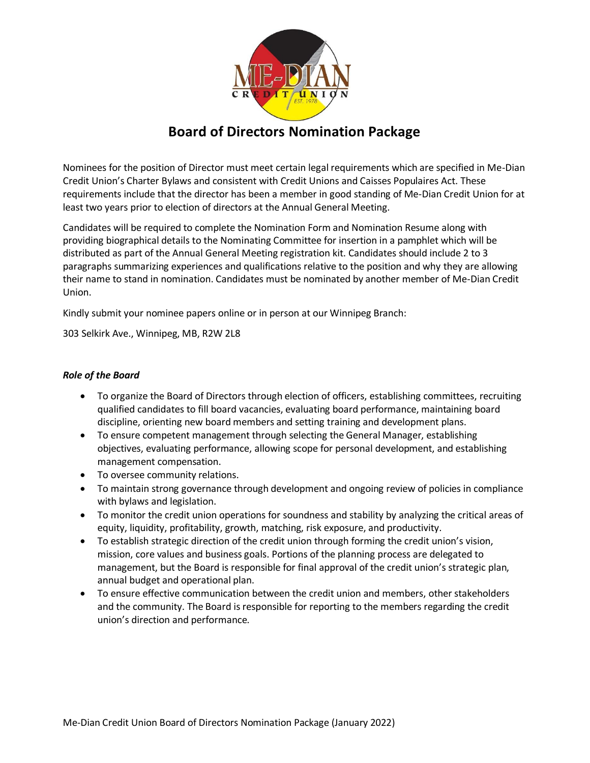# Board of Directors Nomination Package

Nominees for the position of Director must meet certain legal requirements which are specified in Me-Dian Credit Union's Charter Bylaws and consistent with Credit Unions and Caisses Populaires Act. These requirements include that the director has been a member in good standing of Me-Dian Credit Union for at least two years prior to election of directors at the Annual General Meeting.

Candidates will be required to complete the Nomination Form and Nomination Resume along with providing biographical details to the Nominating Committee for insertion in a pamphlet which will be distributed as part of the Annual General Meeting registration kit. Candidates should include 2 to 3 paragraphs summarizing experiences and qualifications relative to the position and why they are allowing their name to stand in nomination. Candidates must be nominated by another member of Me-Dian Credit Union.

Kindly submit your nominee papers online or in person at our Winnipeg Branch:

303 Selkirk Ave., Winnipeg, MB, R2W 2L8

***Role of the Board***

- To organize the Board of Directors through election of officers, establishing committees, recruiting qualified candidates to fill board vacancies, evaluating board performance, maintaining board discipline, orienting new board members and setting training and development plans.
- To ensure competent management through selecting the General Manager, establishing objectives, evaluating performance, allowing scope for personal development, and establishing management compensation.
- To oversee community relations.
- To maintain strong governance through development and ongoing review of policies in compliance with bylaws and legislation.
- To monitor the credit union operations for soundness and stability by analyzing the critical areas of equity, liquidity, profitability, growth, matching, risk exposure, and productivity.
- To establish strategic direction of the credit union through forming the credit union's vision, mission, core values and business goals. Portions of the planning process are delegated to management, but the Board is responsible for final approval of the credit union's strategic plan, annual budget and operational plan.
- To ensure effective communication between the credit union and members, other stakeholders and the community. The Board is responsible for reporting to the members regarding the credit union's direction and performance.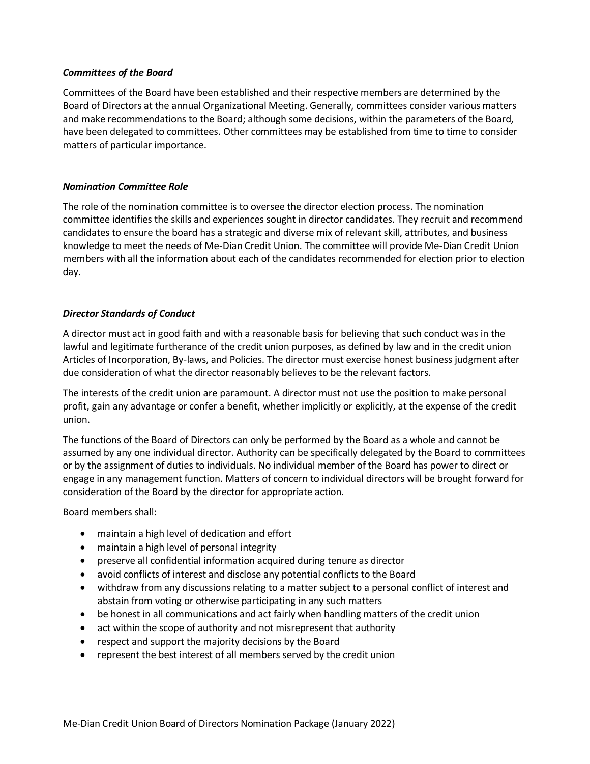### *Committees of the Board*

Committees of the Board have been established and their respective members are determined by the Board of Directors at the annual Organizational Meeting. Generally, committees consider various matters and make recommendations to the Board; although some decisions, within the parameters of the Board, have been delegated to committees. Other committees may be established from time to time to consider matters of particular importance.

### *Nomination Committee Role*

The role of the nomination committee is to oversee the director election process. The nomination committee identifies the skills and experiences sought in director candidates. They recruit and recommend candidates to ensure the board has a strategic and diverse mix of relevant skill, attributes, and business knowledge to meet the needs of Me-Dian Credit Union. The committee will provide Me-Dian Credit Union members with all the information about each of the candidates recommended for election prior to election day.

### *Director Standards of Conduct*

A director must act in good faith and with a reasonable basis for believing that such conduct was in the lawful and legitimate furtherance of the credit union purposes, as defined by law and in the credit union Articles of Incorporation, By-laws, and Policies. The director must exercise honest business judgment after due consideration of what the director reasonably believes to be the relevant factors.

The interests of the credit union are paramount. A director must not use the position to make personal profit, gain any advantage or confer a benefit, whether implicitly or explicitly, at the expense of the credit union.

The functions of the Board of Directors can only be performed by the Board as a whole and cannot be assumed by any one individual director. Authority can be specifically delegated by the Board to committees or by the assignment of duties to individuals. No individual member of the Board has power to direct or engage in any management function. Matters of concern to individual directors will be brought forward for consideration of the Board by the director for appropriate action.

Board members shall:

- maintain a high level of dedication and effort
- maintain a high level of personal integrity
- preserve all confidential information acquired during tenure as director
- avoid conflicts of interest and disclose any potential conflicts to the Board
- withdraw from any discussions relating to a matter subject to a personal conflict of interest and abstain from voting or otherwise participating in any such matters
- be honest in all communications and act fairly when handling matters of the credit union
- act within the scope of authority and not misrepresent that authority
- respect and support the majority decisions by the Board
- represent the best interest of all members served by the credit union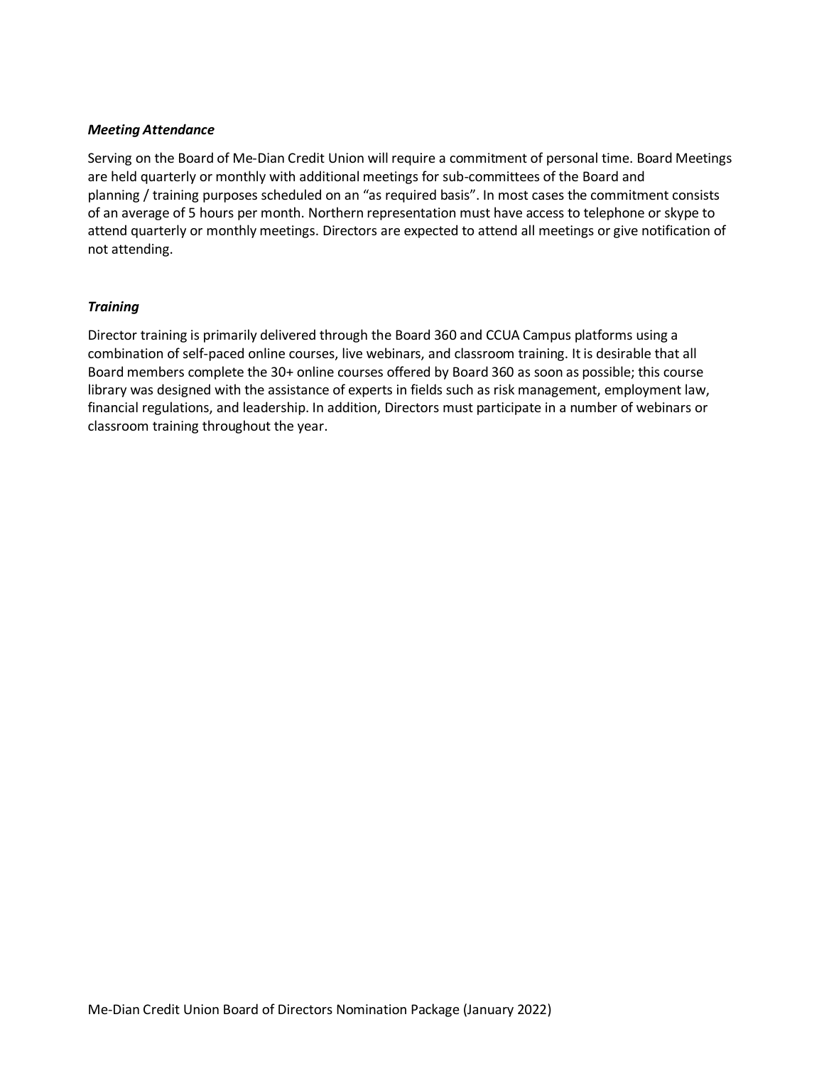***Meeting Attendance***

Serving on the Board of Me-Dian Credit Union will require a commitment of personal time. Board Meetings are held quarterly or monthly with additional meetings for sub-committees of the Board and planning / training purposes scheduled on an "as required basis". In most cases the commitment consists of an average of 5 hours per month. Northern representation must have access to telephone or skype to attend quarterly or monthly meetings. Directors are expected to attend all meetings or give notification of not attending.

***Training***

Director training is primarily delivered through the Board 360 and CCUA Campus platforms using a combination of self-paced online courses, live webinars, and classroom training. It is desirable that all Board members complete the 30+ online courses offered by Board 360 as soon as possible; this course library was designed with the assistance of experts in fields such as risk management, employment law, financial regulations, and leadership. In addition, Directors must participate in a number of webinars or classroom training throughout the year.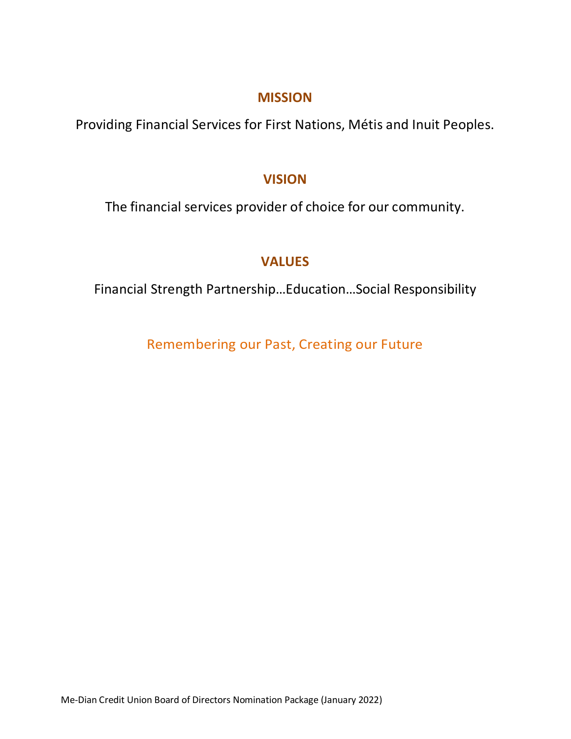## MISSION

Providing Financial Services for First Nations, Métis and Inuit Peoples.

## VISION

The financial services provider of choice for our community.

## VALUES

Financial Strength Partnership…Education…Social Responsibility

Remembering our Past, Creating our Future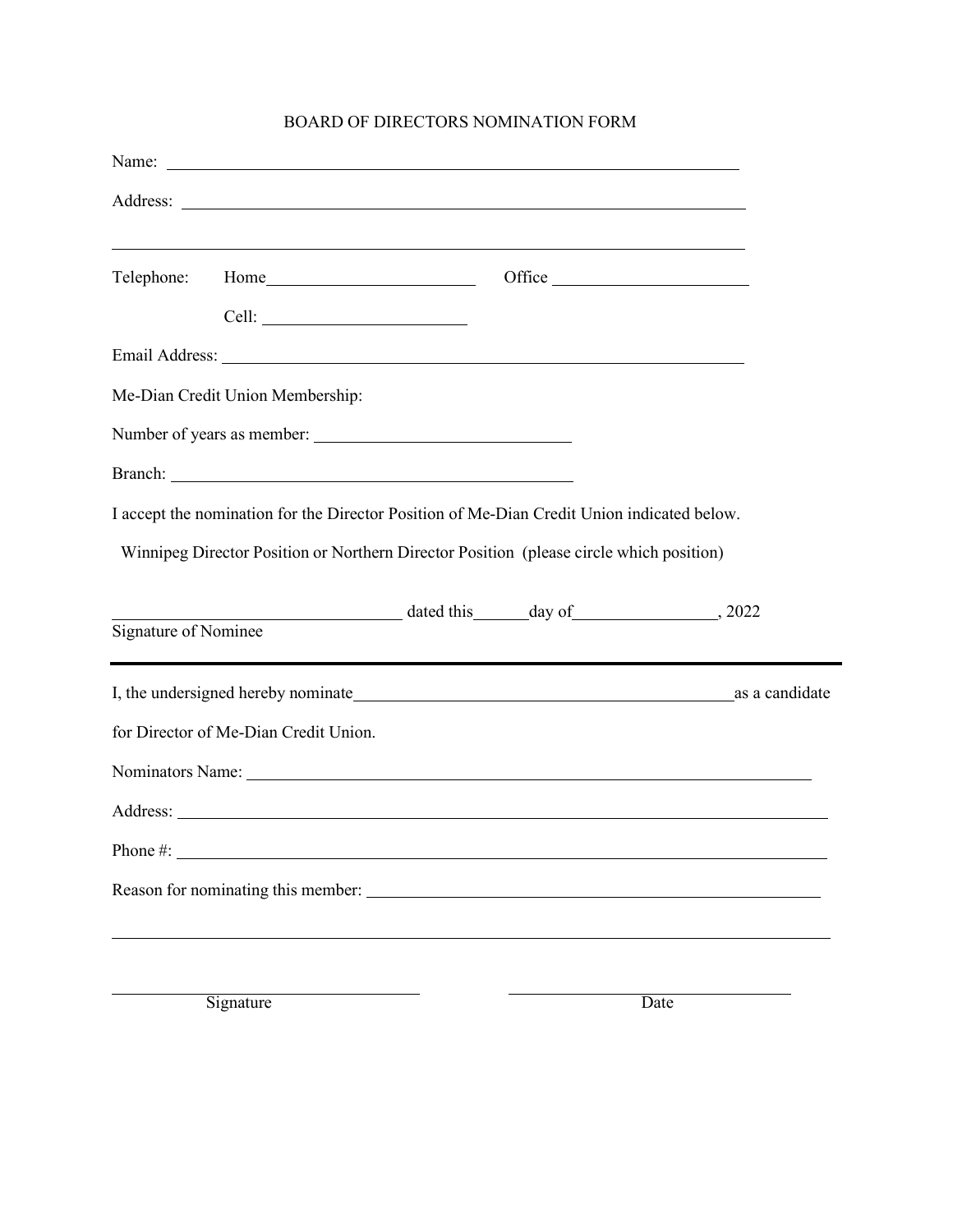# BOARD OF DIRECTORS NOMINATION FORM

Name: ______________________________________________________________________

Address: ____________________________________________________________________

_____________________________________________________________________________

Telephone: Home________________________ Office ______________________

Cell: ________________________

Email Address: ______________________________________________________________

Me-Dian Credit Union Membership:

Number of years as member: ______________________________

Branch: ______________________________________________

I accept the nomination for the Director Position of Me-Dian Credit Union indicated below.

Winnipeg Director Position or Northern Director Position (please circle which position)

_________________________________ dated this______day of________________, 2022
Signature of Nominee

---

I, the undersigned hereby nominate____________________________________________as a candidate for Director of Me-Dian Credit Union.

Nominators Name: ____________________________________________________________

Address: ____________________________________________________________________

Phone #: ____________________________________________________________________

Reason for nominating this member: ___________________________________________

_____________________________________________________________________________

____________________________________ ____________________________________
Signature Date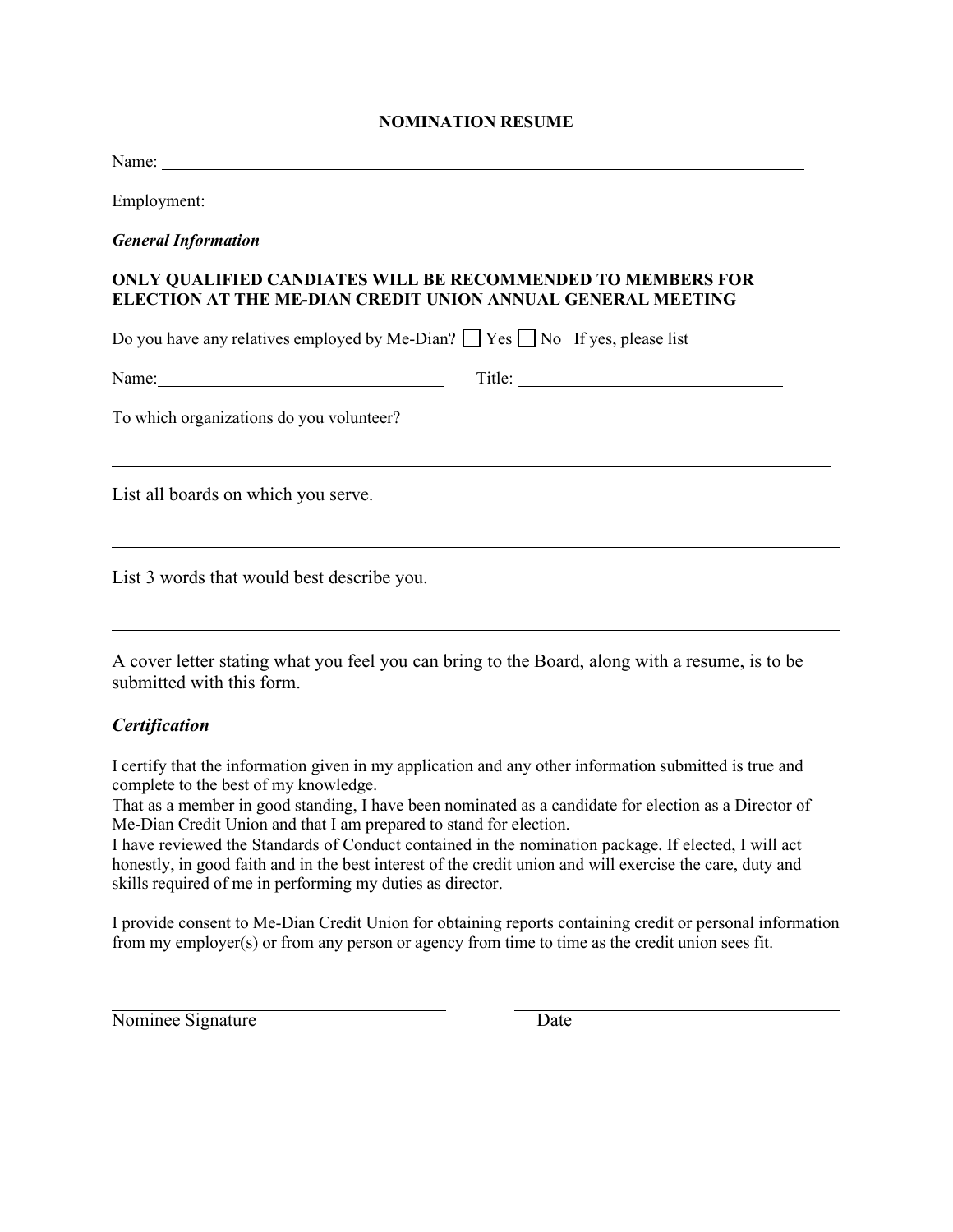# NOMINATION RESUME

Name: ______________________________________________

Employment: ______________________________________________

***General Information***

**ONLY QUALIFIED CANDIATES WILL BE RECOMMENDED TO MEMBERS FOR ELECTION AT THE ME-DIAN CREDIT UNION ANNUAL GENERAL MEETING**

Do you have any relatives employed by Me-Dian? ☐ Yes ☐ No If yes, please list

Name: ______________________ Title: ______________________

To which organizations do you volunteer?

______________________________________________

List all boards on which you serve.

______________________________________________

List 3 words that would best describe you.

______________________________________________

A cover letter stating what you feel you can bring to the Board, along with a resume, is to be submitted with this form.

***Certification***

I certify that the information given in my application and any other information submitted is true and complete to the best of my knowledge.
That as a member in good standing, I have been nominated as a candidate for election as a Director of Me-Dian Credit Union and that I am prepared to stand for election.
I have reviewed the Standards of Conduct contained in the nomination package. If elected, I will act honestly, in good faith and in the best interest of the credit union and will exercise the care, duty and skills required of me in performing my duties as director.

I provide consent to Me-Dian Credit Union for obtaining reports containing credit or personal information from my employer(s) or from any person or agency from time to time as the credit union sees fit.

______________________ ______________________

Nominee Signature Date